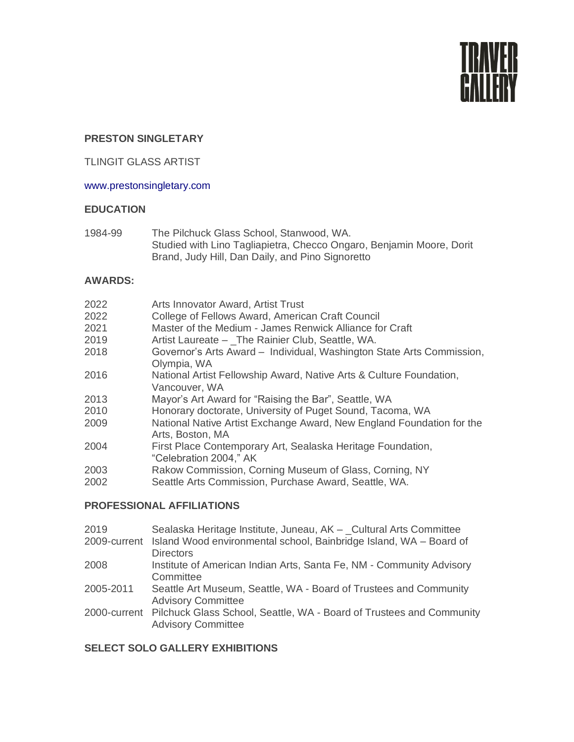TRAVER GALLERY

**PRESTON SINGLETARY**

TLINGIT GLASS ARTIST

www.prestonsingletary.com

**EDUCATION**

1984-99 The Pilchuck Glass School, Stanwood, WA.
Studied with Lino Tagliapietra, Checco Ongaro, Benjamin Moore, Dorit Brand, Judy Hill, Dan Daily, and Pino Signoretto

**AWARDS:**

2022 Arts Innovator Award, Artist Trust
2022 College of Fellows Award, American Craft Council
2021 Master of the Medium - James Renwick Alliance for Craft
2019 Artist Laureate – _The Rainier Club, Seattle, WA.
2018 Governor's Arts Award – Individual, Washington State Arts Commission, Olympia, WA
2016 National Artist Fellowship Award, Native Arts & Culture Foundation, Vancouver, WA
2013 Mayor's Art Award for "Raising the Bar", Seattle, WA
2010 Honorary doctorate, University of Puget Sound, Tacoma, WA
2009 National Native Artist Exchange Award, New England Foundation for the Arts, Boston, MA
2004 First Place Contemporary Art, Sealaska Heritage Foundation, "Celebration 2004," AK
2003 Rakow Commission, Corning Museum of Glass, Corning, NY
2002 Seattle Arts Commission, Purchase Award, Seattle, WA.

**PROFESSIONAL AFFILIATIONS**

2019 Sealaska Heritage Institute, Juneau, AK – _Cultural Arts Committee
2009-current Island Wood environmental school, Bainbridge Island, WA – Board of Directors
2008 Institute of American Indian Arts, Santa Fe, NM - Community Advisory Committee
2005-2011 Seattle Art Museum, Seattle, WA - Board of Trustees and Community Advisory Committee
2000-current Pilchuck Glass School, Seattle, WA - Board of Trustees and Community Advisory Committee

**SELECT SOLO GALLERY EXHIBITIONS**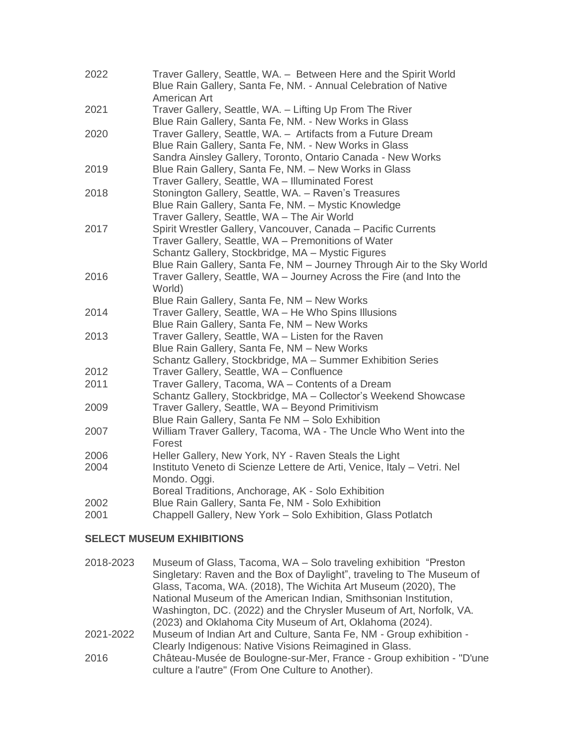| | |
|---|---|
| 2022 | Traver Gallery, Seattle, WA. – Between Here and the Spirit World<br>Blue Rain Gallery, Santa Fe, NM. - Annual Celebration of Native American Art |
| 2021 | Traver Gallery, Seattle, WA. – Lifting Up From The River<br>Blue Rain Gallery, Santa Fe, NM. - New Works in Glass |
| 2020 | Traver Gallery, Seattle, WA. – Artifacts from a Future Dream<br>Blue Rain Gallery, Santa Fe, NM. - New Works in Glass<br>Sandra Ainsley Gallery, Toronto, Ontario Canada - New Works |
| 2019 | Blue Rain Gallery, Santa Fe, NM. – New Works in Glass<br>Traver Gallery, Seattle, WA – Illuminated Forest |
| 2018 | Stonington Gallery, Seattle, WA. – Raven's Treasures<br>Blue Rain Gallery, Santa Fe, NM. – Mystic Knowledge<br>Traver Gallery, Seattle, WA – The Air World |
| 2017 | Spirit Wrestler Gallery, Vancouver, Canada – Pacific Currents<br>Traver Gallery, Seattle, WA – Premonitions of Water<br>Schantz Gallery, Stockbridge, MA – Mystic Figures<br>Blue Rain Gallery, Santa Fe, NM – Journey Through Air to the Sky World |
| 2016 | Traver Gallery, Seattle, WA – Journey Across the Fire (and Into the World)<br>Blue Rain Gallery, Santa Fe, NM – New Works |
| 2014 | Traver Gallery, Seattle, WA – He Who Spins Illusions<br>Blue Rain Gallery, Santa Fe, NM – New Works |
| 2013 | Traver Gallery, Seattle, WA – Listen for the Raven<br>Blue Rain Gallery, Santa Fe, NM – New Works<br>Schantz Gallery, Stockbridge, MA – Summer Exhibition Series |
| 2012 | Traver Gallery, Seattle, WA – Confluence |
| 2011 | Traver Gallery, Tacoma, WA – Contents of a Dream<br>Schantz Gallery, Stockbridge, MA – Collector's Weekend Showcase |
| 2009 | Traver Gallery, Seattle, WA – Beyond Primitivism<br>Blue Rain Gallery, Santa Fe NM – Solo Exhibition |
| 2007 | William Traver Gallery, Tacoma, WA - The Uncle Who Went into the Forest |
| 2006 | Heller Gallery, New York, NY - Raven Steals the Light |
| 2004 | Instituto Veneto di Scienze Lettere de Arti, Venice, Italy – Vetri. Nel Mondo. Oggi.<br>Boreal Traditions, Anchorage, AK - Solo Exhibition |
| 2002 | Blue Rain Gallery, Santa Fe, NM - Solo Exhibition |
| 2001 | Chappell Gallery, New York – Solo Exhibition, Glass Potlatch |

**SELECT MUSEUM EXHIBITIONS**

| | |
|---|---|
| 2018-2023 | Museum of Glass, Tacoma, WA – Solo traveling exhibition "Preston Singletary: Raven and the Box of Daylight", traveling to The Museum of Glass, Tacoma, WA. (2018), The Wichita Art Museum (2020), The National Museum of the American Indian, Smithsonian Institution, Washington, DC. (2022) and the Chrysler Museum of Art, Norfolk, VA. (2023) and Oklahoma City Museum of Art, Oklahoma (2024). |
| 2021-2022 | Museum of Indian Art and Culture, Santa Fe, NM - Group exhibition - Clearly Indigenous: Native Visions Reimagined in Glass. |
| 2016 | Château-Musée de Boulogne-sur-Mer, France - Group exhibition - "D'une culture a l'autre" (From One Culture to Another). |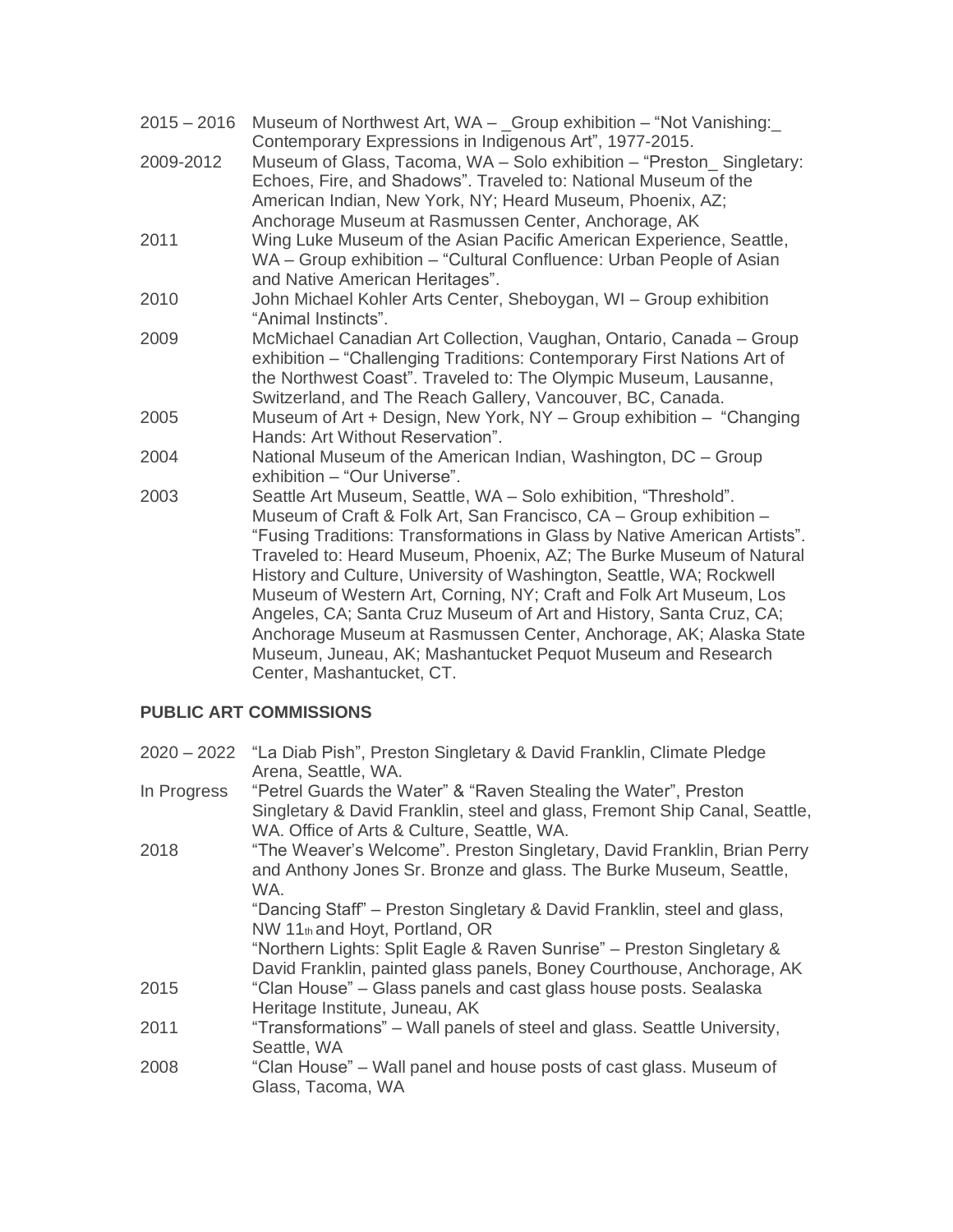2015 – 2016 Museum of Northwest Art, WA – _Group exhibition – "Not Vanishing:_ Contemporary Expressions in Indigenous Art", 1977-2015.

2009-2012 Museum of Glass, Tacoma, WA – Solo exhibition – "Preston_ Singletary: Echoes, Fire, and Shadows". Traveled to: National Museum of the American Indian, New York, NY; Heard Museum, Phoenix, AZ; Anchorage Museum at Rasmussen Center, Anchorage, AK

2011 Wing Luke Museum of the Asian Pacific American Experience, Seattle, WA – Group exhibition – "Cultural Confluence: Urban People of Asian and Native American Heritages".

2010 John Michael Kohler Arts Center, Sheboygan, WI – Group exhibition "Animal Instincts".

2009 McMichael Canadian Art Collection, Vaughan, Ontario, Canada – Group exhibition – "Challenging Traditions: Contemporary First Nations Art of the Northwest Coast". Traveled to: The Olympic Museum, Lausanne, Switzerland, and The Reach Gallery, Vancouver, BC, Canada.

2005 Museum of Art + Design, New York, NY – Group exhibition – "Changing Hands: Art Without Reservation".

2004 National Museum of the American Indian, Washington, DC – Group exhibition – "Our Universe".

2003 Seattle Art Museum, Seattle, WA – Solo exhibition, "Threshold".
Museum of Craft & Folk Art, San Francisco, CA – Group exhibition – "Fusing Traditions: Transformations in Glass by Native American Artists". Traveled to: Heard Museum, Phoenix, AZ; The Burke Museum of Natural History and Culture, University of Washington, Seattle, WA; Rockwell Museum of Western Art, Corning, NY; Craft and Folk Art Museum, Los Angeles, CA; Santa Cruz Museum of Art and History, Santa Cruz, CA; Anchorage Museum at Rasmussen Center, Anchorage, AK; Alaska State Museum, Juneau, AK; Mashantucket Pequot Museum and Research Center, Mashantucket, CT.

**PUBLIC ART COMMISSIONS**

2020 – 2022 "La Diab Pish", Preston Singletary & David Franklin, Climate Pledge Arena, Seattle, WA.

In Progress "Petrel Guards the Water" & "Raven Stealing the Water", Preston Singletary & David Franklin, steel and glass, Fremont Ship Canal, Seattle, WA. Office of Arts & Culture, Seattle, WA.

2018 "The Weaver's Welcome". Preston Singletary, David Franklin, Brian Perry and Anthony Jones Sr. Bronze and glass. The Burke Museum, Seattle, WA.
"Dancing Staff" – Preston Singletary & David Franklin, steel and glass, NW 11th and Hoyt, Portland, OR
"Northern Lights: Split Eagle & Raven Sunrise" – Preston Singletary & David Franklin, painted glass panels, Boney Courthouse, Anchorage, AK

2015 "Clan House" – Glass panels and cast glass house posts. Sealaska Heritage Institute, Juneau, AK

2011 "Transformations" – Wall panels of steel and glass. Seattle University, Seattle, WA

2008 "Clan House" – Wall panel and house posts of cast glass. Museum of Glass, Tacoma, WA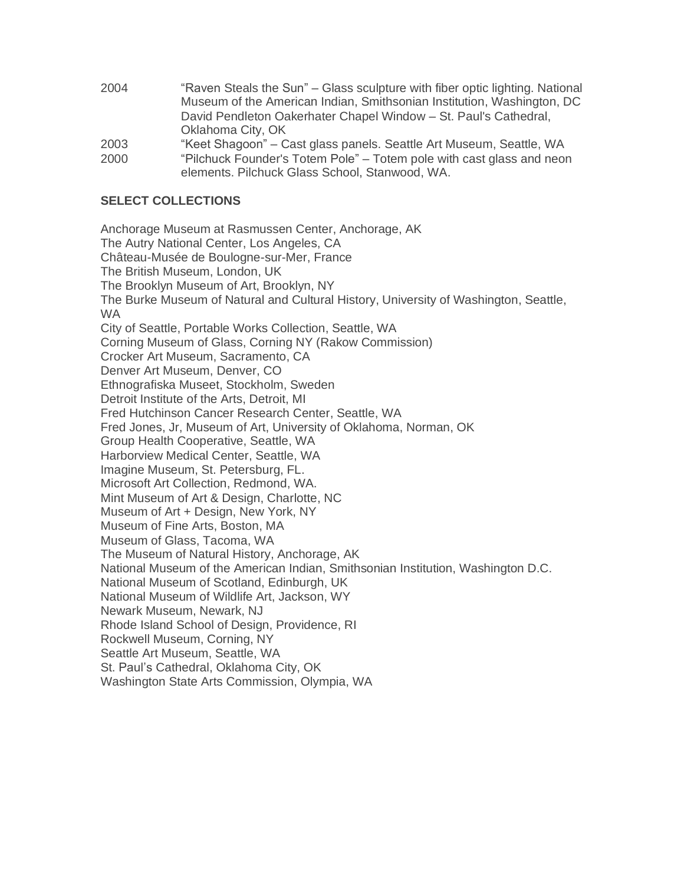| | |
|---|---|
| 2004 | "Raven Steals the Sun" – Glass sculpture with fiber optic lighting. National Museum of the American Indian, Smithsonian Institution, Washington, DC<br>David Pendleton Oakerhater Chapel Window – St. Paul's Cathedral, Oklahoma City, OK |
| 2003 | "Keet Shagoon" – Cast glass panels. Seattle Art Museum, Seattle, WA |
| 2000 | "Pilchuck Founder's Totem Pole" – Totem pole with cast glass and neon elements. Pilchuck Glass School, Stanwood, WA. |

**SELECT COLLECTIONS**

Anchorage Museum at Rasmussen Center, Anchorage, AK
The Autry National Center, Los Angeles, CA
Château-Musée de Boulogne-sur-Mer, France
The British Museum, London, UK
The Brooklyn Museum of Art, Brooklyn, NY
The Burke Museum of Natural and Cultural History, University of Washington, Seattle, WA
City of Seattle, Portable Works Collection, Seattle, WA
Corning Museum of Glass, Corning NY (Rakow Commission)
Crocker Art Museum, Sacramento, CA
Denver Art Museum, Denver, CO
Ethnografiska Museet, Stockholm, Sweden
Detroit Institute of the Arts, Detroit, MI
Fred Hutchinson Cancer Research Center, Seattle, WA
Fred Jones, Jr, Museum of Art, University of Oklahoma, Norman, OK
Group Health Cooperative, Seattle, WA
Harborview Medical Center, Seattle, WA
Imagine Museum, St. Petersburg, FL.
Microsoft Art Collection, Redmond, WA.
Mint Museum of Art & Design, Charlotte, NC
Museum of Art + Design, New York, NY
Museum of Fine Arts, Boston, MA
Museum of Glass, Tacoma, WA
The Museum of Natural History, Anchorage, AK
National Museum of the American Indian, Smithsonian Institution, Washington D.C.
National Museum of Scotland, Edinburgh, UK
National Museum of Wildlife Art, Jackson, WY
Newark Museum, Newark, NJ
Rhode Island School of Design, Providence, RI
Rockwell Museum, Corning, NY
Seattle Art Museum, Seattle, WA
St. Paul's Cathedral, Oklahoma City, OK
Washington State Arts Commission, Olympia, WA